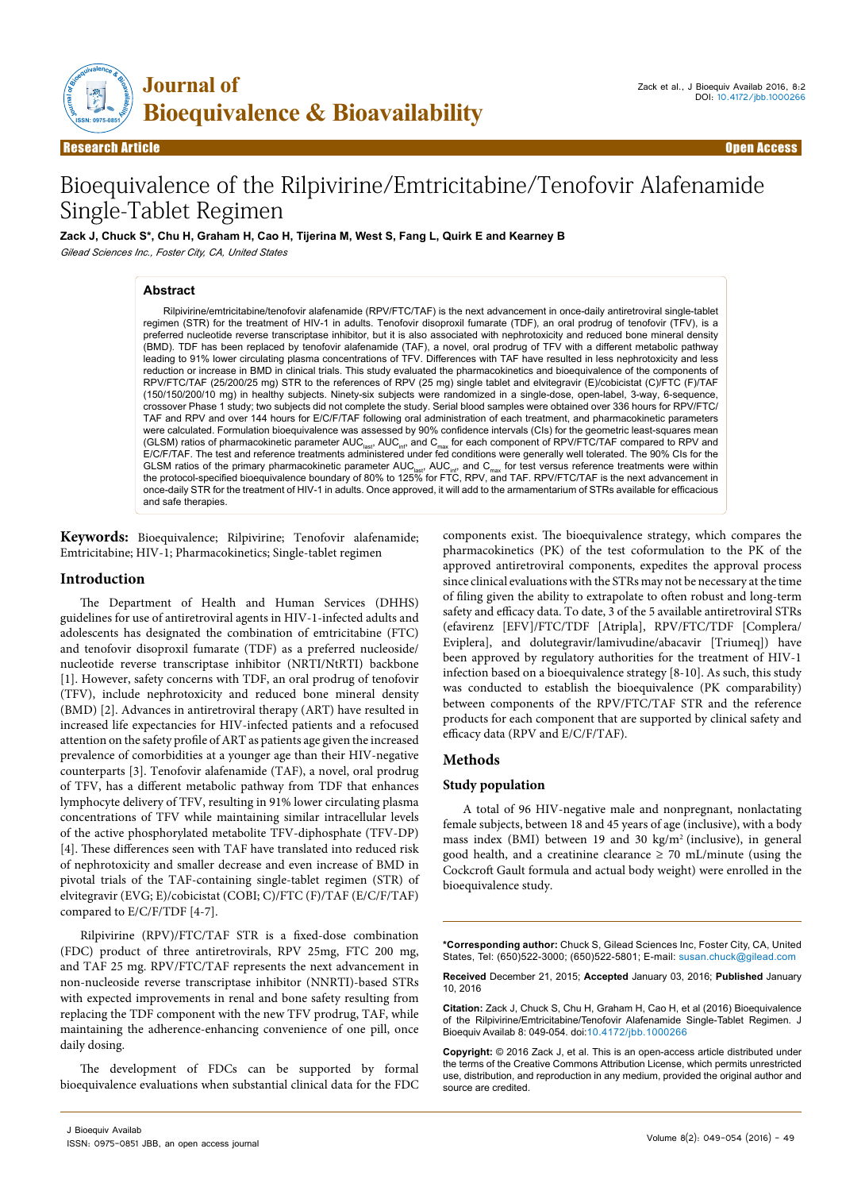Research Article

Open Access

# Bioequivalence of the Rilpivirine/Emtricitabine/Tenofovir Alafenamide Single-Tablet Regimen

**Zack J, Chuck S\*, Chu H, Graham H, Cao H, Tijerina M, West S, Fang L, Quirk E and Kearney B**

*Gilead Sciences Inc., Foster City, CA, United States*

## Abstract

Rilpivirine/emtricitabine/tenofovir alafenamide (RPV/FTC/TAF) is the next advancement in once-daily antiretroviral single-tablet regimen (STR) for the treatment of HIV-1 in adults. Tenofovir disoproxil fumarate (TDF), an oral prodrug of tenofovir (TFV), is a preferred nucleotide reverse transcriptase inhibitor, but it is also associated with nephrotoxicity and reduced bone mineral density (BMD). TDF has been replaced by tenofovir alafenamide (TAF), a novel, oral prodrug of TFV with a different metabolic pathway leading to 91% lower circulating plasma concentrations of TFV. Differences with TAF have resulted in less nephrotoxicity and less reduction or increase in BMD in clinical trials. This study evaluated the pharmacokinetics and bioequivalence of the components of RPV/FTC/TAF (25/200/25 mg) STR to the references of RPV (25 mg) single tablet and elvitegravir (E)/cobicistat (C)/FTC (F)/TAF (150/150/200/10 mg) in healthy subjects. Ninety-six subjects were randomized in a single-dose, open-label, 3-way, 6-sequence, crossover Phase 1 study; two subjects did not complete the study. Serial blood samples were obtained over 336 hours for RPV/FTC/TAF and RPV and over 144 hours for E/C/F/TAF following oral administration of each treatment, and pharmacokinetic parameters were calculated. Formulation bioequivalence was assessed by 90% confidence intervals (CIs) for the geometric least-squares mean (GLSM) ratios of pharmacokinetic parameter $AUC_{last}$, $AUC_{inf}$, and $C_{max}$ for each component of RPV/FTC/TAF compared to RPV and E/C/F/TAF. The test and reference treatments administered under fed conditions were generally well tolerated. The 90% CIs for the GLSM ratios of the primary pharmacokinetic parameter $AUC_{last}$, $AUC_{inf}$, and $C_{max}$ for test versus reference treatments were within the protocol-specified bioequivalence boundary of 80% to 125% for FTC, RPV, and TAF. RPV/FTC/TAF is the next advancement in once-daily STR for the treatment of HIV-1 in adults. Once approved, it will add to the armamentarium of STRs available for efficacious and safe therapies.

**Keywords:** Bioequivalence; Rilpivirine; Tenofovir alafenamide; Emtricitabine; HIV-1; Pharmacokinetics; Single-tablet regimen

## Introduction

The Department of Health and Human Services (DHHS) guidelines for use of antiretroviral agents in HIV-1-infected adults and adolescents has designated the combination of emtricitabine (FTC) and tenofovir disoproxil fumarate (TDF) as a preferred nucleoside/nucleotide reverse transcriptase inhibitor (NRTI/NtRTI) backbone [1]. However, safety concerns with TDF, an oral prodrug of tenofovir (TFV), include nephrotoxicity and reduced bone mineral density (BMD) [2]. Advances in antiretroviral therapy (ART) have resulted in increased life expectancies for HIV-infected patients and a refocused attention on the safety profile of ART as patients age given the increased prevalence of comorbidities at a younger age than their HIV-negative counterparts [3]. Tenofovir alafenamide (TAF), a novel, oral prodrug of TFV, has a different metabolic pathway from TDF that enhances lymphocyte delivery of TFV, resulting in 91% lower circulating plasma concentrations of TFV while maintaining similar intracellular levels of the active phosphorylated metabolite TFV-diphosphate (TFV-DP) [4]. These differences seen with TAF have translated into reduced risk of nephrotoxicity and smaller decrease and even increase of BMD in pivotal trials of the TAF-containing single-tablet regimen (STR) of elvitegravir (EVG; E)/cobicistat (COBI; C)/FTC (F)/TAF (E/C/F/TAF) compared to E/C/F/TDF [4-7].

Rilpivirine (RPV)/FTC/TAF STR is a fixed-dose combination (FDC) product of three antiretrovirals, RPV 25mg, FTC 200 mg, and TAF 25 mg. RPV/FTC/TAF represents the next advancement in non-nucleoside reverse transcriptase inhibitor (NNRTI)-based STRs with expected improvements in renal and bone safety resulting from replacing the TDF component with the new TFV prodrug, TAF, while maintaining the adherence-enhancing convenience of one pill, once daily dosing.

The development of FDCs can be supported by formal bioequivalence evaluations when substantial clinical data for the FDC components exist. The bioequivalence strategy, which compares the pharmacokinetics (PK) of the test coformulation to the PK of the approved antiretroviral components, expedites the approval process since clinical evaluations with the STRs may not be necessary at the time of filing given the ability to extrapolate to often robust and long-term safety and efficacy data. To date, 3 of the 5 available antiretroviral STRs (efavirenz [EFV]/FTC/TDF [Atripla], RPV/FTC/TDF [Complera/Eviplera], and dolutegravir/lamivudine/abacavir [Triumeq]) have been approved by regulatory authorities for the treatment of HIV-1 infection based on a bioequivalence strategy [8-10]. As such, this study was conducted to establish the bioequivalence (PK comparability) between components of the RPV/FTC/TAF STR and the reference products for each component that are supported by clinical safety and efficacy data (RPV and E/C/F/TAF).

## Methods

### Study population

A total of 96 HIV-negative male and nonpregnant, nonlactating female subjects, between 18 and 45 years of age (inclusive), with a body mass index (BMI) between 19 and 30 kg/m$^2$ (inclusive), in general good health, and a creatinine clearance ≥ 70 mL/minute (using the Cockcroft Gault formula and actual body weight) were enrolled in the bioequivalence study.

**\*Corresponding author:** Chuck S, Gilead Sciences Inc, Foster City, CA, United States, Tel: (650)522-3000; (650)522-5801; E-mail: susan.chuck@gilead.com

**Received** December 21, 2015; **Accepted** January 03, 2016; **Published** January 10, 2016

**Citation:** Zack J, Chuck S, Chu H, Graham H, Cao H, et al (2016) Bioequivalence of the Rilpivirine/Emtricitabine/Tenofovir Alafenamide Single-Tablet Regimen. J Bioequiv Availab 8: 049-054. doi:10.4172/jbb.1000266

**Copyright:** © 2016 Zack J, et al. This is an open-access article distributed under the terms of the Creative Commons Attribution License, which permits unrestricted use, distribution, and reproduction in any medium, provided the original author and source are credited.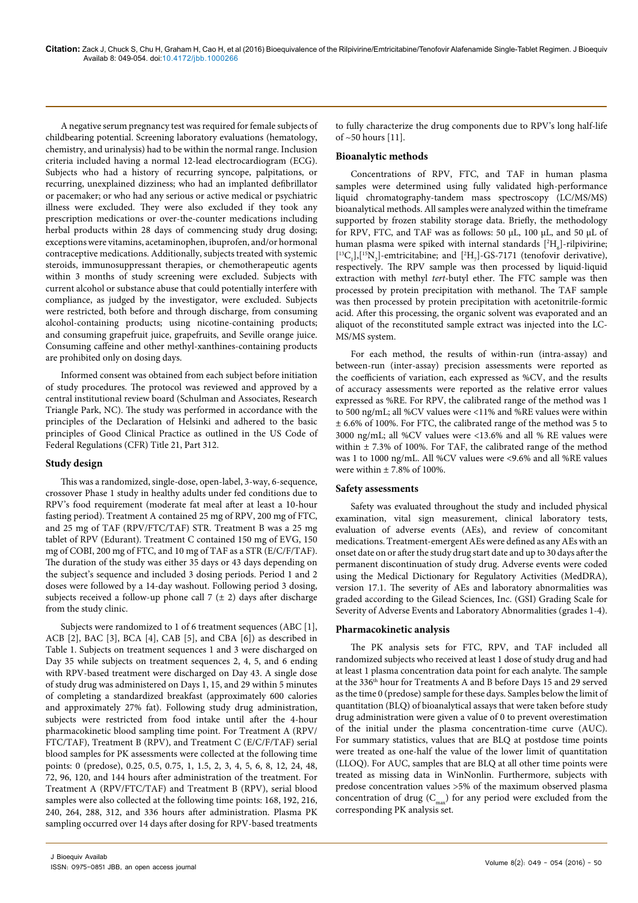A negative serum pregnancy test was required for female subjects of childbearing potential. Screening laboratory evaluations (hematology, chemistry, and urinalysis) had to be within the normal range. Inclusion criteria included having a normal 12-lead electrocardiogram (ECG). Subjects who had a history of recurring syncope, palpitations, or recurring, unexplained dizziness; who had an implanted defibrillator or pacemaker; or who had any serious or active medical or psychiatric illness were excluded. They were also excluded if they took any prescription medications or over-the-counter medications including herbal products within 28 days of commencing study drug dosing; exceptions were vitamins, acetaminophen, ibuprofen, and/or hormonal contraceptive medications. Additionally, subjects treated with systemic steroids, immunosuppressant therapies, or chemotherapeutic agents within 3 months of study screening were excluded. Subjects with current alcohol or substance abuse that could potentially interfere with compliance, as judged by the investigator, were excluded. Subjects were restricted, both before and through discharge, from consuming alcohol-containing products; using nicotine-containing products; and consuming grapefruit juice, grapefruits, and Seville orange juice. Consuming caffeine and other methyl-xanthines-containing products are prohibited only on dosing days.

Informed consent was obtained from each subject before initiation of study procedures. The protocol was reviewed and approved by a central institutional review board (Schulman and Associates, Research Triangle Park, NC). The study was performed in accordance with the principles of the Declaration of Helsinki and adhered to the basic principles of Good Clinical Practice as outlined in the US Code of Federal Regulations (CFR) Title 21, Part 312.

### Study design

This was a randomized, single-dose, open-label, 3-way, 6-sequence, crossover Phase 1 study in healthy adults under fed conditions due to RPV's food requirement (moderate fat meal after at least a 10-hour fasting period). Treatment A contained 25 mg of RPV, 200 mg of FTC, and 25 mg of TAF (RPV/FTC/TAF) STR. Treatment B was a 25 mg tablet of RPV (Edurant). Treatment C contained 150 mg of EVG, 150 mg of COBI, 200 mg of FTC, and 10 mg of TAF as a STR (E/C/F/TAF). The duration of the study was either 35 days or 43 days depending on the subject's sequence and included 3 dosing periods. Period 1 and 2 doses were followed by a 14-day washout. Following period 3 dosing, subjects received a follow-up phone call 7 (± 2) days after discharge from the study clinic.

Subjects were randomized to 1 of 6 treatment sequences (ABC [1], ACB [2], BAC [3], BCA [4], CAB [5], and CBA [6]) as described in Table 1. Subjects on treatment sequences 1 and 3 were discharged on Day 35 while subjects on treatment sequences 2, 4, 5, and 6 ending with RPV-based treatment were discharged on Day 43. A single dose of study drug was administered on Days 1, 15, and 29 within 5 minutes of completing a standardized breakfast (approximately 600 calories and approximately 27% fat). Following study drug administration, subjects were restricted from food intake until after the 4-hour pharmacokinetic blood sampling time point. For Treatment A (RPV/FTC/TAF), Treatment B (RPV), and Treatment C (E/C/F/TAF) serial blood samples for PK assessments were collected at the following time points: 0 (predose), 0.25, 0.5, 0.75, 1, 1.5, 2, 3, 4, 5, 6, 8, 12, 24, 48, 72, 96, 120, and 144 hours after administration of the treatment. For Treatment A (RPV/FTC/TAF) and Treatment B (RPV), serial blood samples were also collected at the following time points: 168, 192, 216, 240, 264, 288, 312, and 336 hours after administration. Plasma PK sampling occurred over 14 days after dosing for RPV-based treatments to fully characterize the drug components due to RPV's long half-life of ~50 hours [11].

### Bioanalytic methods

Concentrations of RPV, FTC, and TAF in human plasma samples were determined using fully validated high-performance liquid chromatography-tandem mass spectroscopy (LC/MS/MS) bioanalytical methods. All samples were analyzed within the timeframe supported by frozen stability storage data. Briefly, the methodology for RPV, FTC, and TAF was as follows: 50 μL, 100 μL, and 50 μL of human plasma were spiked with internal standards [$^2H_6$]-rilpivirine; [$^{13}C_1$],[$^{15}N_2$]-emtricitabine; and [$^2H_7$]-GS-7171 (tenofovir derivative), respectively. The RPV sample was then processed by liquid-liquid extraction with methyl *tert*-butyl ether. The FTC sample was then processed by protein precipitation with methanol. The TAF sample was then processed by protein precipitation with acetonitrile-formic acid. After this processing, the organic solvent was evaporated and an aliquot of the reconstituted sample extract was injected into the LC-MS/MS system.

For each method, the results of within-run (intra-assay) and between-run (inter-assay) precision assessments were reported as the coefficients of variation, each expressed as %CV, and the results of accuracy assessments were reported as the relative error values expressed as %RE. For RPV, the calibrated range of the method was 1 to 500 ng/mL; all %CV values were <11% and %RE values were within ± 6.6% of 100%. For FTC, the calibrated range of the method was 5 to 3000 ng/mL; all %CV values were <13.6% and all % RE values were within ± 7.3% of 100%. For TAF, the calibrated range of the method was 1 to 1000 ng/mL. All %CV values were <9.6% and all %RE values were within ± 7.8% of 100%.

### Safety assessments

Safety was evaluated throughout the study and included physical examination, vital sign measurement, clinical laboratory tests, evaluation of adverse events (AEs), and review of concomitant medications. Treatment-emergent AEs were defined as any AEs with an onset date on or after the study drug start date and up to 30 days after the permanent discontinuation of study drug. Adverse events were coded using the Medical Dictionary for Regulatory Activities (MedDRA), version 17.1. The severity of AEs and laboratory abnormalities was graded according to the Gilead Sciences, Inc. (GSI) Grading Scale for Severity of Adverse Events and Laboratory Abnormalities (grades 1-4).

### Pharmacokinetic analysis

The PK analysis sets for FTC, RPV, and TAF included all randomized subjects who received at least 1 dose of study drug and had at least 1 plasma concentration data point for each analyte. The sample at the 336th hour for Treatments A and B before Days 15 and 29 served as the time 0 (predose) sample for these days. Samples below the limit of quantitation (BLQ) of bioanalytical assays that were taken before study drug administration were given a value of 0 to prevent overestimation of the initial under the plasma concentration-time curve (AUC). For summary statistics, values that are BLQ at postdose time points were treated as one-half the value of the lower limit of quantitation (LLOQ). For AUC, samples that are BLQ at all other time points were treated as missing data in WinNonlin. Furthermore, subjects with predose concentration values >5% of the maximum observed plasma concentration of drug ($C_{max}$) for any period were excluded from the corresponding PK analysis set.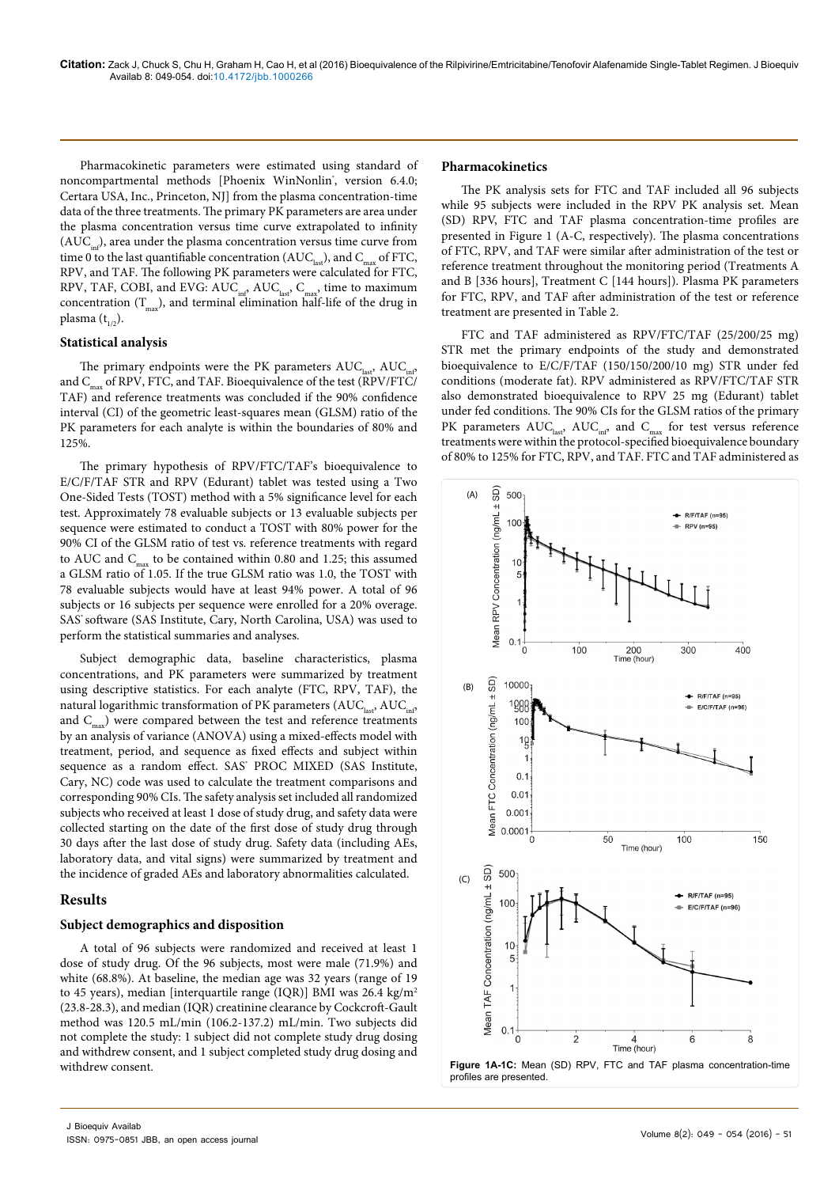Pharmacokinetic parameters were estimated using standard of noncompartmental methods [Phoenix WinNonlin®, version 6.4.0; Certara USA, Inc., Princeton, NJ] from the plasma concentration-time data of the three treatments. The primary PK parameters are area under the plasma concentration versus time curve extrapolated to infinity ($AUC_{inf}$), area under the plasma concentration versus time curve from time 0 to the last quantifiable concentration ($AUC_{last}$), and $C_{max}$ of FTC, RPV, and TAF. The following PK parameters were calculated for FTC, RPV, TAF, COBI, and EVG: $AUC_{inf}$, $AUC_{last}$, $C_{max}$, time to maximum concentration ($T_{max}$), and terminal elimination half-life of the drug in plasma ($t_{1/2}$).

### Statistical analysis

The primary endpoints were the PK parameters $AUC_{last}$, $AUC_{inf}$, and $C_{max}$ of RPV, FTC, and TAF. Bioequivalence of the test (RPV/FTC/TAF) and reference treatments was concluded if the 90% confidence interval (CI) of the geometric least-squares mean (GLSM) ratio of the PK parameters for each analyte is within the boundaries of 80% and 125%.

The primary hypothesis of RPV/FTC/TAF's bioequivalence to E/C/F/TAF STR and RPV (Edurant) tablet was tested using a Two One-Sided Tests (TOST) method with a 5% significance level for each test. Approximately 78 evaluable subjects or 13 evaluable subjects per sequence were estimated to conduct a TOST with 80% power for the 90% CI of the GLSM ratio of test vs. reference treatments with regard to AUC and $C_{max}$ to be contained within 0.80 and 1.25; this assumed a GLSM ratio of 1.05. If the true GLSM ratio was 1.0, the TOST with 78 evaluable subjects would have at least 94% power. A total of 96 subjects or 16 subjects per sequence were enrolled for a 20% overage. SAS® software (SAS Institute, Cary, North Carolina, USA) was used to perform the statistical summaries and analyses.

Subject demographic data, baseline characteristics, plasma concentrations, and PK parameters were summarized by treatment using descriptive statistics. For each analyte (FTC, RPV, TAF), the natural logarithmic transformation of PK parameters ($AUC_{last}$, $AUC_{inf}$, and $C_{max}$) were compared between the test and reference treatments by an analysis of variance (ANOVA) using a mixed-effects model with treatment, period, and sequence as fixed effects and subject within sequence as a random effect. SAS® PROC MIXED (SAS Institute, Cary, NC) code was used to calculate the treatment comparisons and corresponding 90% CIs. The safety analysis set included all randomized subjects who received at least 1 dose of study drug, and safety data were collected starting on the date of the first dose of study drug through 30 days after the last dose of study drug. Safety data (including AEs, laboratory data, and vital signs) were summarized by treatment and the incidence of graded AEs and laboratory abnormalities calculated.

## Results

### Subject demographics and disposition

A total of 96 subjects were randomized and received at least 1 dose of study drug. Of the 96 subjects, most were male (71.9%) and white (68.8%). At baseline, the median age was 32 years (range of 19 to 45 years), median [interquartile range (IQR)] BMI was 26.4 kg/m$^2$ (23.8-28.3), and median (IQR) creatinine clearance by Cockcroft-Gault method was 120.5 mL/min (106.2-137.2) mL/min. Two subjects did not complete the study: 1 subject did not complete study drug dosing and withdrew consent, and 1 subject completed study drug dosing and withdrew consent.

### Pharmacokinetics

The PK analysis sets for FTC and TAF included all 96 subjects while 95 subjects were included in the RPV PK analysis set. Mean (SD) RPV, FTC and TAF plasma concentration-time profiles are presented in Figure 1 (A-C, respectively). The plasma concentrations of FTC, RPV, and TAF were similar after administration of the test or reference treatment throughout the monitoring period (Treatments A and B [336 hours], Treatment C [144 hours]). Plasma PK parameters for FTC, RPV, and TAF after administration of the test or reference treatment are presented in Table 2.

FTC and TAF administered as RPV/FTC/TAF (25/200/25 mg) STR met the primary endpoints of the study and demonstrated bioequivalence to E/C/F/TAF (150/150/200/10 mg) STR under fed conditions (moderate fat). RPV administered as RPV/FTC/TAF STR also demonstrated bioequivalence to RPV 25 mg (Edurant) tablet under fed conditions. The 90% CIs for the GLSM ratios of the primary PK parameters $AUC_{last}$, $AUC_{inf}$, and $C_{max}$ for test versus reference treatments were within the protocol-specified bioequivalence boundary of 80% to 125% for FTC, RPV, and TAF. FTC and TAF administered as

**Figure 1A-1C:** Mean (SD) RPV, FTC and TAF plasma concentration-time profiles are presented.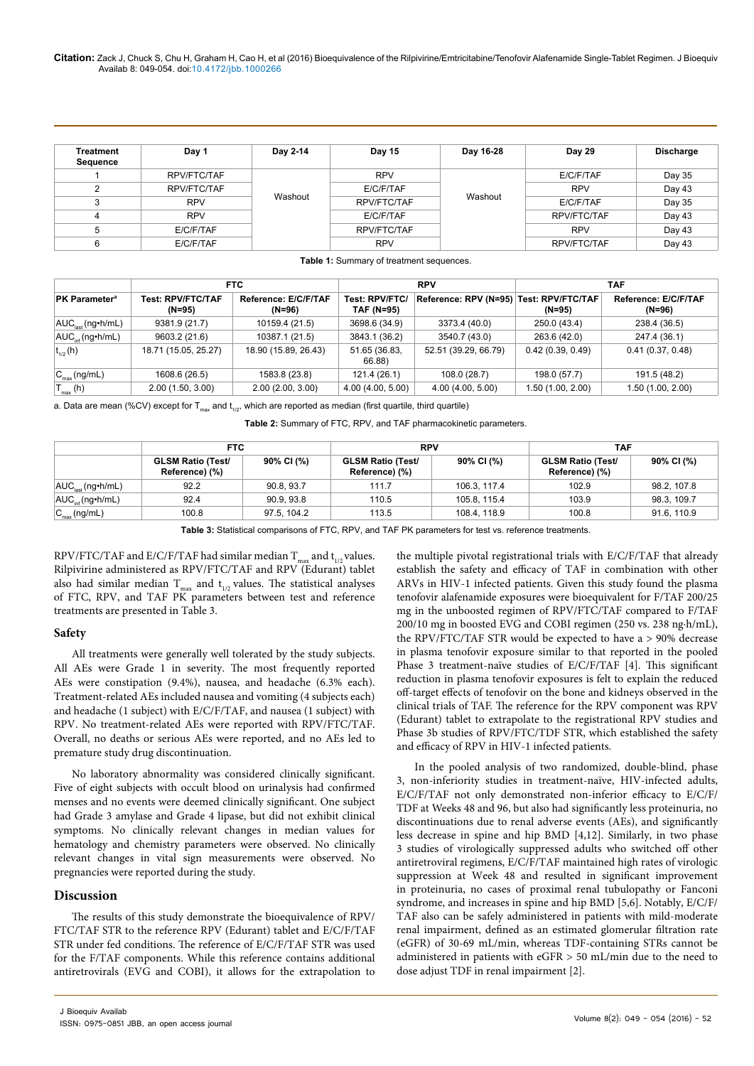| Treatment Sequence | Day 1 | Day 2-14 | Day 15 | Day 16-28 | Day 29 | Discharge |
|---|---|---|---|---|---|---|
| 1 | RPV/FTC/TAF | Washout | RPV | Washout | E/C/F/TAF | Day 35 |
| 2 | RPV/FTC/TAF | | E/C/F/TAF | | RPV | Day 43 |
| 3 | RPV | | RPV/FTC/TAF | | E/C/F/TAF | Day 35 |
| 4 | RPV | | E/C/F/TAF | | RPV/FTC/TAF | Day 43 |
| 5 | E/C/F/TAF | | RPV/FTC/TAF | | RPV | Day 43 |
| 6 | E/C/F/TAF | | RPV | | RPV/FTC/TAF | Day 43 |

**Table 1:** Summary of treatment sequences.

| | FTC | | RPV | | TAF | |
|---|---|---|---|---|---|---|
| PK Parameter[a] | Test: RPV/FTC/TAF (N=95) | Reference: E/C/F/TAF (N=96) | Test: RPV/FTC/TAF (N=95) | Reference: RPV (N=95) | Test: RPV/FTC/TAF (N=95) | Reference: E/C/F/TAF (N=96) |
| $AUC_{last}$ (ng•h/mL) | 9381.9 (21.7) | 10159.4 (21.5) | 3698.6 (34.9) | 3373.4 (40.0) | 250.0 (43.4) | 238.4 (36.5) |
| $AUC_{inf}$ (ng•h/mL) | 9603.2 (21.6) | 10387.1 (21.5) | 3843.1 (36.2) | 3540.7 (43.0) | 263.6 (42.0) | 247.4 (36.1) |
| $t_{1/2}$ (h) | 18.71 (15.05, 25.27) | 18.90 (15.89, 26.43) | 51.65 (36.83, 66.88) | 52.51 (39.29, 66.79) | 0.42 (0.39, 0.49) | 0.41 (0.37, 0.48) |
| $C_{max}$ (ng/mL) | 1608.6 (26.5) | 1583.8 (23.8) | 121.4 (26.1) | 108.0 (28.7) | 198.0 (57.7) | 191.5 (48.2) |
| $T_{max}$ (h) | 2.00 (1.50, 3.00) | 2.00 (2.00, 3.00) | 4.00 (4.00, 5.00) | 4.00 (4.00, 5.00) | 1.50 (1.00, 2.00) | 1.50 (1.00, 2.00) |

a. Data are mean (%CV) except for $T_{max}$ and $t_{1/2}$, which are reported as median (first quartile, third quartile)

**Table 2:** Summary of FTC, RPV, and TAF pharmacokinetic parameters.

| | FTC | | RPV | | TAF | |
|---|---|---|---|---|---|---|
| | GLSM Ratio (Test/ Reference) (%) | 90% CI (%) | GLSM Ratio (Test/ Reference) (%) | 90% CI (%) | GLSM Ratio (Test/ Reference) (%) | 90% CI (%) |
| $AUC_{last}$ (ng•h/mL) | 92.2 | 90.8, 93.7 | 111.7 | 106.3, 117.4 | 102.9 | 98.2, 107.8 |
| $AUC_{inf}$ (ng•h/mL) | 92.4 | 90.9, 93.8 | 110.5 | 105.8, 115.4 | 103.9 | 98.3, 109.7 |
| $C_{max}$ (ng/mL) | 100.8 | 97.5, 104.2 | 113.5 | 108.4, 118.9 | 100.8 | 91.6, 110.9 |

**Table 3:** Statistical comparisons of FTC, RPV, and TAF PK parameters for test vs. reference treatments.

RPV/FTC/TAF and E/C/F/TAF had similar median $T_{max}$ and $t_{1/2}$ values. Rilpivirine administered as RPV/FTC/TAF and RPV (Edurant) tablet also had similar median $T_{max}$ and $t_{1/2}$ values. The statistical analyses of FTC, RPV, and TAF PK parameters between test and reference treatments are presented in Table 3.

## Safety

All treatments were generally well tolerated by the study subjects. All AEs were Grade 1 in severity. The most frequently reported AEs were constipation (9.4%), nausea, and headache (6.3% each). Treatment-related AEs included nausea and vomiting (4 subjects each) and headache (1 subject) with E/C/F/TAF, and nausea (1 subject) with RPV. No treatment-related AEs were reported with RPV/FTC/TAF. Overall, no deaths or serious AEs were reported, and no AEs led to premature study drug discontinuation.

No laboratory abnormality was considered clinically significant. Five of eight subjects with occult blood on urinalysis had confirmed menses and no events were deemed clinically significant. One subject had Grade 3 amylase and Grade 4 lipase, but did not exhibit clinical symptoms. No clinically relevant changes in median values for hematology and chemistry parameters were observed. No clinically relevant changes in vital sign measurements were observed. No pregnancies were reported during the study.

## Discussion

The results of this study demonstrate the bioequivalence of RPV/FTC/TAF STR to the reference RPV (Edurant) tablet and E/C/F/TAF STR under fed conditions. The reference of E/C/F/TAF STR was used for the F/TAF components. While this reference contains additional antiretrovirals (EVG and COBI), it allows for the extrapolation to the multiple pivotal registrational trials with E/C/F/TAF that already establish the safety and efficacy of TAF in combination with other ARVs in HIV-1 infected patients. Given this study found the plasma tenofovir alafenamide exposures were bioequivalent for F/TAF 200/25 mg in the unboosted regimen of RPV/FTC/TAF compared to F/TAF 200/10 mg in boosted EVG and COBI regimen (250 vs. 238 ng·h/mL), the RPV/FTC/TAF STR would be expected to have a > 90% decrease in plasma tenofovir exposure similar to that reported in the pooled Phase 3 treatment-naïve studies of E/C/F/TAF [4]. This significant reduction in plasma tenofovir exposures is felt to explain the reduced off-target effects of tenofovir on the bone and kidneys observed in the clinical trials of TAF. The reference for the RPV component was RPV (Edurant) tablet to extrapolate to the registrational RPV studies and Phase 3b studies of RPV/FTC/TDF STR, which established the safety and efficacy of RPV in HIV-1 infected patients.

In the pooled analysis of two randomized, double-blind, phase 3, non-inferiority studies in treatment-naïve, HIV-infected adults, E/C/F/TAF not only demonstrated non-inferior efficacy to E/C/F/TDF at Weeks 48 and 96, but also had significantly less proteinuria, no discontinuations due to renal adverse events (AEs), and significantly less decrease in spine and hip BMD [4,12]. Similarly, in two phase 3 studies of virologically suppressed adults who switched off other antiretroviral regimens, E/C/F/TAF maintained high rates of virologic suppression at Week 48 and resulted in significant improvement in proteinuria, no cases of proximal renal tubulopathy or Fanconi syndrome, and increases in spine and hip BMD [5,6]. Notably, E/C/F/TAF also can be safely administered in patients with mild-moderate renal impairment, defined as an estimated glomerular filtration rate (eGFR) of 30-69 mL/min, whereas TDF-containing STRs cannot be administered in patients with eGFR > 50 mL/min due to the need to dose adjust TDF in renal impairment [2].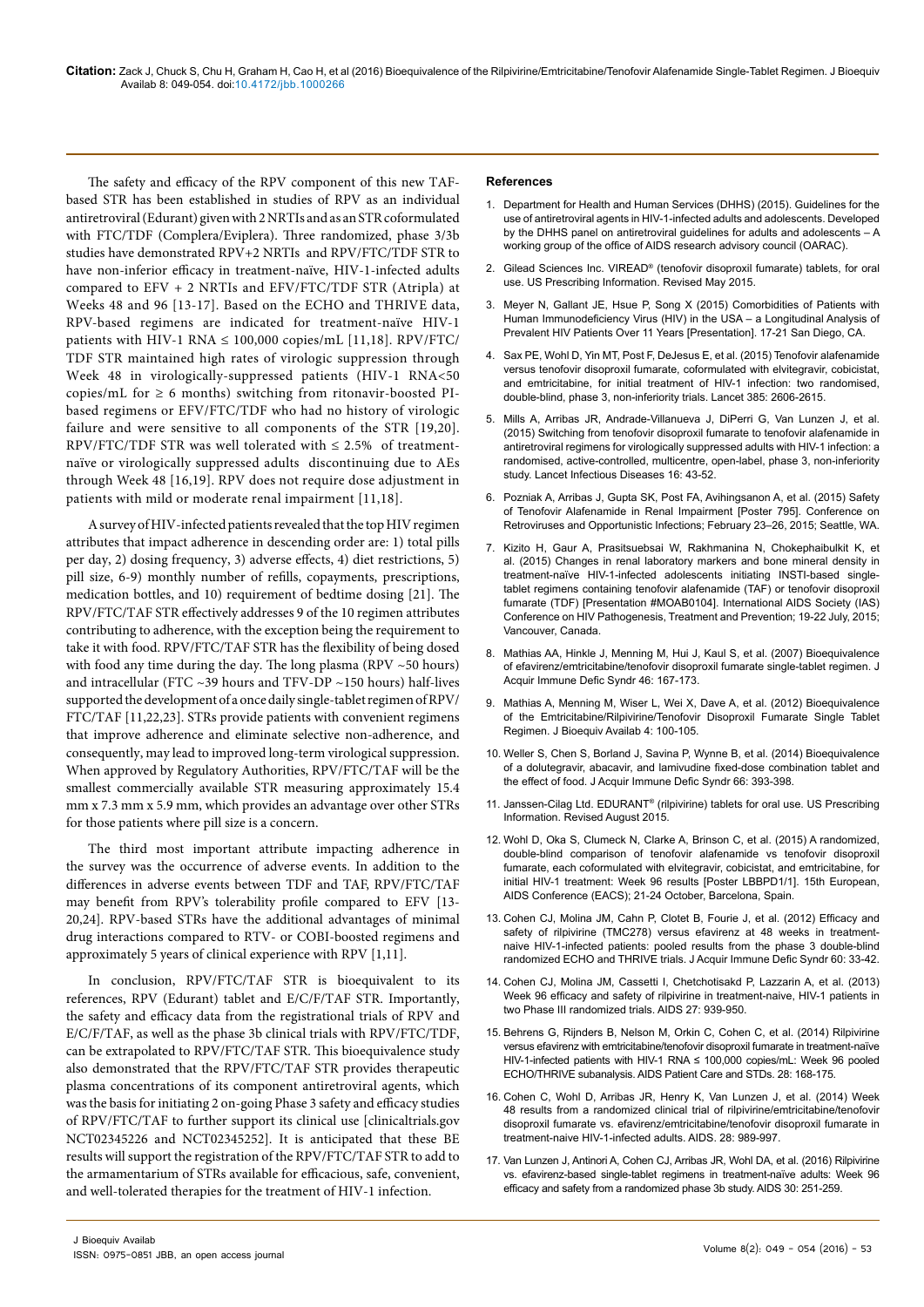The safety and efficacy of the RPV component of this new TAF-based STR has been established in studies of RPV as an individual antiretroviral (Edurant) given with 2 NRTIs and as an STR coformulated with FTC/TDF (Complera/Eviplera). Three randomized, phase 3/3b studies have demonstrated RPV+2 NRTIs and RPV/FTC/TDF STR to have non-inferior efficacy in treatment-naïve, HIV-1-infected adults compared to EFV + 2 NRTIs and EFV/FTC/TDF STR (Atripla) at Weeks 48 and 96 [13-17]. Based on the ECHO and THRIVE data, RPV-based regimens are indicated for treatment-naïve HIV-1 patients with HIV-1 RNA ≤ 100,000 copies/mL [11,18]. RPV/FTC/TDF STR maintained high rates of virologic suppression through Week 48 in virologically-suppressed patients (HIV-1 RNA<50 copies/mL for ≥ 6 months) switching from ritonavir-boosted PI-based regimens or EFV/FTC/TDF who had no history of virologic failure and were sensitive to all components of the STR [19,20]. RPV/FTC/TDF STR was well tolerated with ≤ 2.5% of treatment-naïve or virologically suppressed adults discontinuing due to AEs through Week 48 [16,19]. RPV does not require dose adjustment in patients with mild or moderate renal impairment [11,18].

A survey of HIV-infected patients revealed that the top HIV regimen attributes that impact adherence in descending order are: 1) total pills per day, 2) dosing frequency, 3) adverse effects, 4) diet restrictions, 5) pill size, 6-9) monthly number of refills, copayments, prescriptions, medication bottles, and 10) requirement of bedtime dosing [21]. The RPV/FTC/TAF STR effectively addresses 9 of the 10 regimen attributes contributing to adherence, with the exception being the requirement to take it with food. RPV/FTC/TAF STR has the flexibility of being dosed with food any time during the day. The long plasma (RPV ~50 hours) and intracellular (FTC ~39 hours and TFV-DP ~150 hours) half-lives supported the development of a once daily single-tablet regimen of RPV/FTC/TAF [11,22,23]. STRs provide patients with convenient regimens that improve adherence and eliminate selective non-adherence, and consequently, may lead to improved long-term virological suppression. When approved by Regulatory Authorities, RPV/FTC/TAF will be the smallest commercially available STR measuring approximately 15.4 mm x 7.3 mm x 5.9 mm, which provides an advantage over other STRs for those patients where pill size is a concern.

The third most important attribute impacting adherence in the survey was the occurrence of adverse events. In addition to the differences in adverse events between TDF and TAF, RPV/FTC/TAF may benefit from RPV's tolerability profile compared to EFV [13-20,24]. RPV-based STRs have the additional advantages of minimal drug interactions compared to RTV- or COBI-boosted regimens and approximately 5 years of clinical experience with RPV [1,11].

In conclusion, RPV/FTC/TAF STR is bioequivalent to its references, RPV (Edurant) tablet and E/C/F/TAF STR. Importantly, the safety and efficacy data from the registrational trials of RPV and E/C/F/TAF, as well as the phase 3b clinical trials with RPV/FTC/TDF, can be extrapolated to RPV/FTC/TAF STR. This bioequivalence study also demonstrated that the RPV/FTC/TAF STR provides therapeutic plasma concentrations of its component antiretroviral agents, which was the basis for initiating 2 on-going Phase 3 safety and efficacy studies of RPV/FTC/TAF to further support its clinical use [clinicaltrials.gov NCT02345226 and NCT02345252]. It is anticipated that these BE results will support the registration of the RPV/FTC/TAF STR to add to the armamentarium of STRs available for efficacious, safe, convenient, and well-tolerated therapies for the treatment of HIV-1 infection.

## References

1. Department for Health and Human Services (DHHS) (2015). Guidelines for the use of antiretroviral agents in HIV-1-infected adults and adolescents. Developed by the DHHS panel on antiretroviral guidelines for adults and adolescents – A working group of the office of AIDS research advisory council (OARAC).
2. Gilead Sciences Inc. VIREAD® (tenofovir disoproxil fumarate) tablets, for oral use. US Prescribing Information. Revised May 2015.
3. Meyer N, Gallant JE, Hsue P, Song X (2015) Comorbidities of Patients with Human Immunodeficiency Virus (HIV) in the USA – a Longitudinal Analysis of Prevalent HIV Patients Over 11 Years [Presentation]. 17-21 San Diego, CA.
4. Sax PE, Wohl D, Yin MT, Post F, DeJesus E, et al. (2015) Tenofovir alafenamide versus tenofovir disoproxil fumarate, coformulated with elvitegravir, cobicistat, and emtricitabine, for initial treatment of HIV-1 infection: two randomised, double-blind, phase 3, non-inferiority trials. Lancet 385: 2606-2615.
5. Mills A, Arribas JR, Andrade-Villanueva J, DiPerri G, Van Lunzen J, et al. (2015) Switching from tenofovir disoproxil fumarate to tenofovir alafenamide in antiretroviral regimens for virologically suppressed adults with HIV-1 infection: a randomised, active-controlled, multicentre, open-label, phase 3, non-inferiority study. Lancet Infectious Diseases 16: 43-52.
6. Pozniak A, Arribas J, Gupta SK, Post FA, Avihingsanon A, et al. (2015) Safety of Tenofovir Alafenamide in Renal Impairment [Poster 795]. Conference on Retroviruses and Opportunistic Infections; February 23–26, 2015; Seattle, WA.
7. Kizito H, Gaur A, Prasitsuebsai W, Rakhmanina N, Chokephaibulkit K, et al. (2015) Changes in renal laboratory markers and bone mineral density in treatment-naïve HIV-1-infected adolescents initiating INSTI-based single-tablet regimens containing tenofovir alafenamide (TAF) or tenofovir disoproxil fumarate (TDF) [Presentation #MOAB0104]. International AIDS Society (IAS) Conference on HIV Pathogenesis, Treatment and Prevention; 19-22 July, 2015; Vancouver, Canada.
8. Mathias AA, Hinkle J, Menning M, Hui J, Kaul S, et al. (2007) Bioequivalence of efavirenz/emtricitabine/tenofovir disoproxil fumarate single-tablet regimen. J Acquir Immune Defic Syndr 46: 167-173.
9. Mathias A, Menning M, Wiser L, Wei X, Dave A, et al. (2012) Bioequivalence of the Emtricitabine/Rilpivirine/Tenofovir Disoproxil Fumarate Single Tablet Regimen. J Bioequiv Availab 4: 100-105.
10. Weller S, Chen S, Borland J, Savina P, Wynne B, et al. (2014) Bioequivalence of a dolutegravir, abacavir, and lamivudine fixed-dose combination tablet and the effect of food. J Acquir Immune Defic Syndr 66: 393-398.
11. Janssen-Cilag Ltd. EDURANT® (rilpivirine) tablets for oral use. US Prescribing Information. Revised August 2015.
12. Wohl D, Oka S, Clumeck N, Clarke A, Brinson C, et al. (2015) A randomized, double-blind comparison of tenofovir alafenamide vs tenofovir disoproxil fumarate, each coformulated with elvitegravir, cobicistat, and emtricitabine, for initial HIV-1 treatment: Week 96 results [Poster LBBPD1/1]. 15th European, AIDS Conference (EACS); 21-24 October, Barcelona, Spain.
13. Cohen CJ, Molina JM, Cahn P, Clotet B, Fourie J, et al. (2012) Efficacy and safety of rilpivirine (TMC278) versus efavirenz at 48 weeks in treatment-naive HIV-1-infected patients: pooled results from the phase 3 double-blind randomized ECHO and THRIVE trials. J Acquir Immune Defic Syndr 60: 33-42.
14. Cohen CJ, Molina JM, Cassetti I, Chetchotisakd P, Lazzarin A, et al. (2013) Week 96 efficacy and safety of rilpivirine in treatment-naive, HIV-1 patients in two Phase III randomized trials. AIDS 27: 939-950.
15. Behrens G, Rijnders B, Nelson M, Orkin C, Cohen C, et al. (2014) Rilpivirine versus efavirenz with emtricitabine/tenofovir disoproxil fumarate in treatment-naïve HIV-1-infected patients with HIV-1 RNA ≤ 100,000 copies/mL: Week 96 pooled ECHO/THRIVE subanalysis. AIDS Patient Care and STDs. 28: 168-175.
16. Cohen C, Wohl D, Arribas JR, Henry K, Van Lunzen J, et al. (2014) Week 48 results from a randomized clinical trial of rilpivirine/emtricitabine/tenofovir disoproxil fumarate vs. efavirenz/emtricitabine/tenofovir disoproxil fumarate in treatment-naive HIV-1-infected adults. AIDS. 28: 989-997.
17. Van Lunzen J, Antinori A, Cohen CJ, Arribas JR, Wohl DA, et al. (2016) Rilpivirine vs. efavirenz-based single-tablet regimens in treatment-naive adults: Week 96 efficacy and safety from a randomized phase 3b study. AIDS 30: 251-259.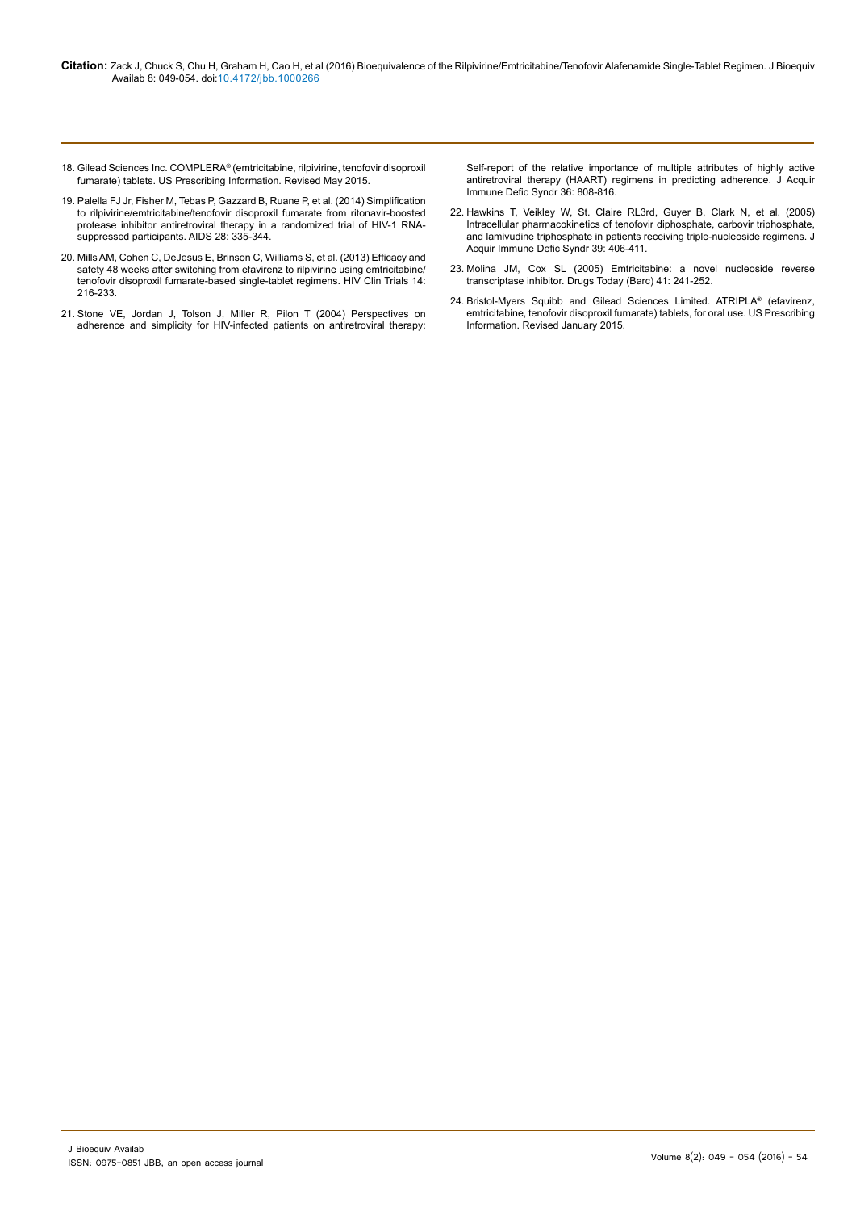18. Gilead Sciences Inc. COMPLERA® (emtricitabine, rilpivirine, tenofovir disoproxil fumarate) tablets. US Prescribing Information. Revised May 2015.

19. Palella FJ Jr, Fisher M, Tebas P, Gazzard B, Ruane P, et al. (2014) Simplification to rilpivirine/emtricitabine/tenofovir disoproxil fumarate from ritonavir-boosted protease inhibitor antiretroviral therapy in a randomized trial of HIV-1 RNA-suppressed participants. AIDS 28: 335-344.

20. Mills AM, Cohen C, DeJesus E, Brinson C, Williams S, et al. (2013) Efficacy and safety 48 weeks after switching from efavirenz to rilpivirine using emtricitabine/tenofovir disoproxil fumarate-based single-tablet regimens. HIV Clin Trials 14: 216-233.

21. Stone VE, Jordan J, Tolson J, Miller R, Pilon T (2004) Perspectives on adherence and simplicity for HIV-infected patients on antiretroviral therapy: Self-report of the relative importance of multiple attributes of highly active antiretroviral therapy (HAART) regimens in predicting adherence. J Acquir Immune Defic Syndr 36: 808-816.

22. Hawkins T, Veikley W, St. Claire RL3rd, Guyer B, Clark N, et al. (2005) Intracellular pharmacokinetics of tenofovir diphosphate, carbovir triphosphate, and lamivudine triphosphate in patients receiving triple-nucleoside regimens. J Acquir Immune Defic Syndr 39: 406-411.

23. Molina JM, Cox SL (2005) Emtricitabine: a novel nucleoside reverse transcriptase inhibitor. Drugs Today (Barc) 41: 241-252.

24. Bristol-Myers Squibb and Gilead Sciences Limited. ATRIPLA® (efavirenz, emtricitabine, tenofovir disoproxil fumarate) tablets, for oral use. US Prescribing Information. Revised January 2015.